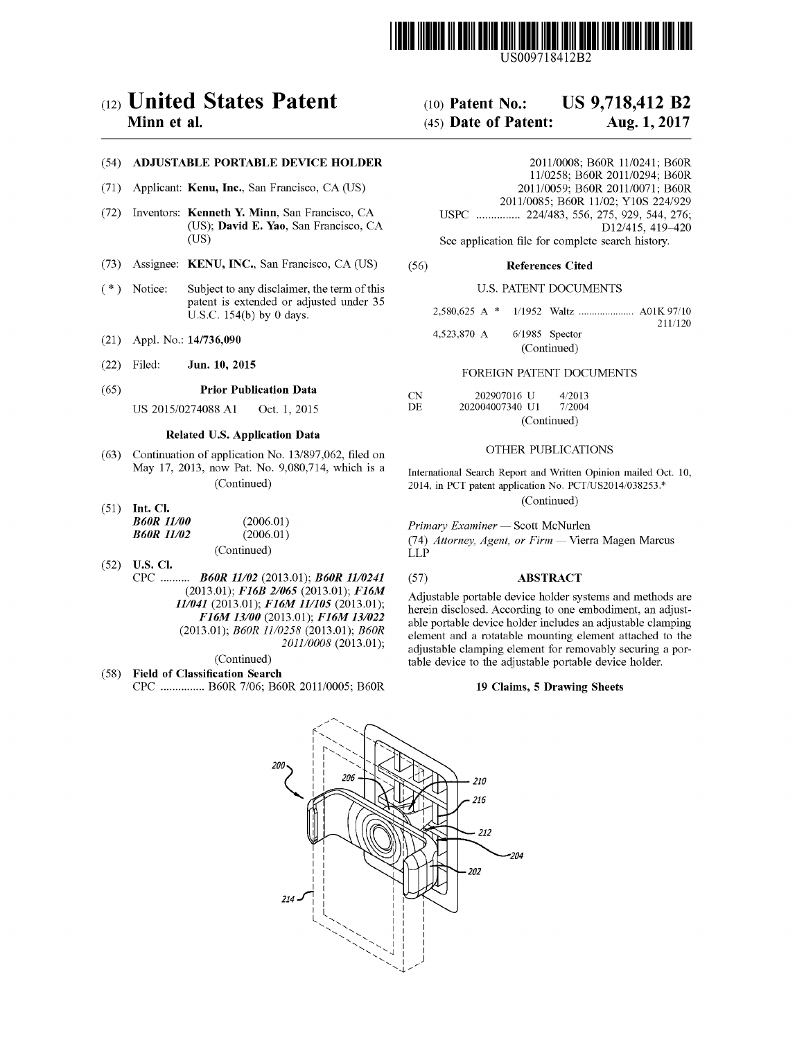US009718412B2

# (12) United States Patent
**Minn et al.**

(10) **Patent No.: US 9,718,412 B2**

(45) **Date of Patent: Aug. 1, 2017**

(54) **ADJUSTABLE PORTABLE DEVICE HOLDER**

(71) Applicant: **Kenu, Inc.**, San Francisco, CA (US)

(72) Inventors: **Kenneth Y. Minn**, San Francisco, CA (US); **David E. Yao**, San Francisco, CA (US)

(73) Assignee: **KENU, INC.**, San Francisco, CA (US)

( * ) Notice: Subject to any disclaimer, the term of this patent is extended or adjusted under 35 U.S.C. 154(b) by 0 days.

(21) Appl. No.: **14/736,090**

(22) Filed: **Jun. 10, 2015**

(65) **Prior Publication Data**

US 2015/0274088 A1 Oct. 1, 2015

**Related U.S. Application Data**

(63) Continuation of application No. 13/897,062, filed on May 17, 2013, now Pat. No. 9,080,714, which is a (Continued)

(51) **Int. Cl.**
***B60R 11/00*** (2006.01)
***B60R 11/02*** (2006.01)
(Continued)

(52) **U.S. Cl.**
CPC .......... ***B60R 11/02*** (2013.01); ***B60R 11/0241*** (2013.01); ***F16B 2/065*** (2013.01); ***F16M 11/041*** (2013.01); ***F16M 11/105*** (2013.01); ***F16M 13/00*** (2013.01); ***F16M 13/022*** (2013.01); *B60R 11/0258* (2013.01); *B60R 2011/0008* (2013.01);
(Continued)

(58) **Field of Classification Search**
CPC ............... B60R 7/06; B60R 2011/0005; B60R 2011/0008; B60R 11/0241; B60R 11/0258; B60R 2011/0294; B60R 2011/0059; B60R 2011/0071; B60R 2011/0085; B60R 11/02; Y10S 224/929
USPC ............... 224/483, 556, 275, 929, 544, 276; D12/415, 419–420
See application file for complete search history.

(56) **References Cited**

U.S. PATENT DOCUMENTS

| | | | |
|---|---|---|---|
| 2,580,625 A * | 1/1952 | Waltz | A01K 97/10 211/120 |
| 4,523,870 A | 6/1985 | Spector | |

(Continued)

FOREIGN PATENT DOCUMENTS

| | | |
|---|---|---|
| CN | 202907016 U | 4/2013 |
| DE | 202004007340 U1 | 7/2004 |

(Continued)

OTHER PUBLICATIONS

International Search Report and Written Opinion mailed Oct. 10, 2014, in PCT patent application No. PCT/US2014/038253.*

(Continued)

*Primary Examiner* — Scott McNurlen

(74) *Attorney, Agent, or Firm* — Vierra Magen Marcus LLP

(57) **ABSTRACT**

Adjustable portable device holder systems and methods are herein disclosed. According to one embodiment, an adjustable portable device holder includes an adjustable clamping element and a rotatable mounting element attached to the adjustable clamping element for removably securing a portable device to the adjustable portable device holder.

**19 Claims, 5 Drawing Sheets**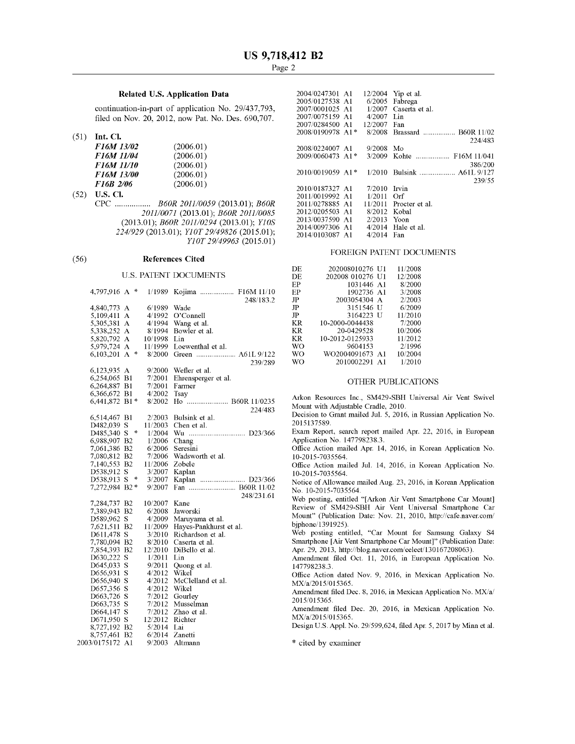## Related U.S. Application Data

continuation-in-part of application No. 29/437,793, filed on Nov. 20, 2012, now Pat. No. Des. 690,707.

(51) **Int. Cl.**

| | |
|---|---|
| *F16M 13/02* | (2006.01) |
| *F16M 11/04* | (2006.01) |
| *F16M 11/10* | (2006.01) |
| *F16M 13/00* | (2006.01) |
| *F16B 2/06* | (2006.01) |

(52) **U.S. Cl.**

CPC ................. *B60R 2011/0059* (2013.01); *B60R 2011/0071* (2013.01); *B60R 2011/0085* (2013.01); *B60R 2011/0294* (2013.01); *Y10S 224/929* (2013.01); *Y10T 29/49826* (2015.01); *Y10T 29/49963* (2015.01)

(56) **References Cited**

### U.S. PATENT DOCUMENTS

| | | |
|---|---|---|
| 4,797,916 A * | 1/1989 | Kojima .................. F16M 11/10 248/183.2 |
| 4,840,773 A | 6/1989 | Wade |
| 5,109,411 A | 4/1992 | O'Connell |
| 5,305,381 A | 4/1994 | Wang et al. |
| 5,338,252 A | 8/1994 | Bowler et al. |
| 5,820,792 A | 10/1998 | Lin |
| 5,979,724 A | 11/1999 | Loewenthal et al. |
| 6,103,201 A * | 8/2000 | Green .................... A61L 9/122 239/289 |
| 6,123,935 A | 9/2000 | Wefler et al. |
| 6,254,065 B1 | 7/2001 | Ehrensperger et al. |
| 6,264,887 B1 | 7/2001 | Farmer |
| 6,366,672 B1 | 4/2002 | Tsay |
| 6,441,872 B1 * | 8/2002 | Ho ...................... B60R 11/0235 224/483 |
| 6,514,467 B1 | 2/2003 | Bulsink et al. |
| D482,039 S | 11/2003 | Chen et al. |
| D485,340 S * | 1/2004 | Wu ............................. D23/366 |
| 6,988,907 B2 | 1/2006 | Chang |
| 7,061,386 B2 | 6/2006 | Seresini |
| 7,080,812 B2 | 7/2006 | Wadsworth et al. |
| 7,140,553 B2 | 11/2006 | Zobele |
| D538,912 S | 3/2007 | Kaplan |
| D538,913 S * | 3/2007 | Kaplan ........................ D23/366 |
| 7,272,984 B2 * | 9/2007 | Fan ......................... B60R 11/02 248/231.61 |
| 7,284,737 B2 | 10/2007 | Kane |
| 7,389,943 B2 | 6/2008 | Jaworski |
| D589,962 S | 4/2009 | Maruyama et al. |
| 7,621,511 B2 | 11/2009 | Hayes-Pankhurst et al. |
| D611,478 S | 3/2010 | Richardson et al. |
| 7,780,094 B2 | 8/2010 | Caserta et al. |
| 7,854,393 B2 | 12/2010 | DiBello et al. |
| D630,222 S | 1/2011 | Lin |
| D645,033 S | 9/2011 | Quong et al. |
| D656,931 S | 4/2012 | Wikel |
| D656,940 S | 4/2012 | McClelland et al. |
| D657,356 S | 4/2012 | Wikel |
| D663,726 S | 7/2012 | Gourley |
| D663,735 S | 7/2012 | Musselman |
| D664,147 S | 7/2012 | Zhao et al. |
| D671,950 S | 12/2012 | Richter |
| 8,727,192 B2 | 5/2014 | Lai |
| 8,757,461 B2 | 6/2014 | Zanetti |
| 2003/0175172 A1 | 9/2003 | Altmann |
| 2004/0247301 A1 | 12/2004 | Yip et al. |
| 2005/0127538 A1 | 6/2005 | Fabrega |
| 2007/0001025 A1 | 1/2007 | Caserta et al. |
| 2007/0075159 A1 | 4/2007 | Lin |
| 2007/0284500 A1 | 12/2007 | Fan |
| 2008/0190978 A1 * | 8/2008 | Brassard ................. B60R 11/02 224/483 |
| 2008/0224007 A1 | 9/2008 | Mo |
| 2009/0060473 A1 * | 3/2009 | Kohte .................. F16M 11/041 386/200 |
| 2010/0019059 A1 * | 1/2010 | Bulsink ................... A61L 9/127 239/55 |
| 2010/0187327 A1 | 7/2010 | Irvin |
| 2011/0019992 A1 | 1/2011 | Orf |
| 2011/0278885 A1 | 11/2011 | Procter et al. |
| 2012/0205503 A1 | 8/2012 | Kobal |
| 2013/0037590 A1 | 2/2013 | Yoon |
| 2014/0097306 A1 | 4/2014 | Hale et al. |
| 2014/0103087 A1 | 4/2014 | Fan |

### FOREIGN PATENT DOCUMENTS

| | | |
|---|---|---|
| DE | 202008010276 U1 | 11/2008 |
| DE | 202008 010276 U1 | 12/2008 |
| EP | 1031446 A1 | 8/2000 |
| EP | 1902736 A1 | 3/2008 |
| JP | 2003054304 A | 2/2003 |
| JP | 3151546 U | 6/2009 |
| JP | 3164223 U | 11/2010 |
| KR | 10-2000-0044438 | 7/2000 |
| KR | 20-0429528 | 10/2006 |
| KR | 10-2012-0125933 | 11/2012 |
| WO | 9604153 | 2/1996 |
| WO | WO2004091673 A1 | 10/2004 |
| WO | 2010002291 A1 | 1/2010 |

### OTHER PUBLICATIONS

Arkon Resources Inc., SM429-SBH Universal Air Vent Swivel Mount with Adjustable Cradle, 2010.

Decision to Grant mailed Jul. 5, 2016, in Russian Application No. 2015137589.

Exam Report, search report mailed Apr. 22, 2016, in European Application No. 147798238.3.

Office Action mailed Apr. 14, 2016, in Korean Application No. 10-2015-7035564.

Office Action mailed Jul. 14, 2016, in Korean Application No. 10-2015-7035564.

Notice of Allowance mailed Aug. 23, 2016, in Korean Application No. 10-2015-7035564.

Web posting, entitled "[Arkon Air Vent Smartphone Car Mount] Review of SM429-SBH Air Vent Universal Smartphone Car Mount" (Publication Date: Nov. 21, 2010, http://cafe.naver.com/bjphone/1391925).

Web posting entitled, "Car Mount for Samsung Galaxy S4 Smartphone [Air Vent Smartphone Car Mount]" (Publication Date: Apr. 29, 2013, http://blog.naver.com/eeleet/130167208063).

Amendment filed Oct. 11, 2016, in European Application No. 147798238.3.

Office Action dated Nov. 9, 2016, in Mexican Application No. MX/a/2015/015365.

Amendment filed Dec. 8, 2016, in Mexican Application No. MX/a/2015/015365.

Amendment filed Dec. 20, 2016, in Mexican Application No. MX/a/2015/015365.

Design U.S. Appl. No. 29/599,624, filed Apr. 5, 2017 by Minn et al.

\* cited by examiner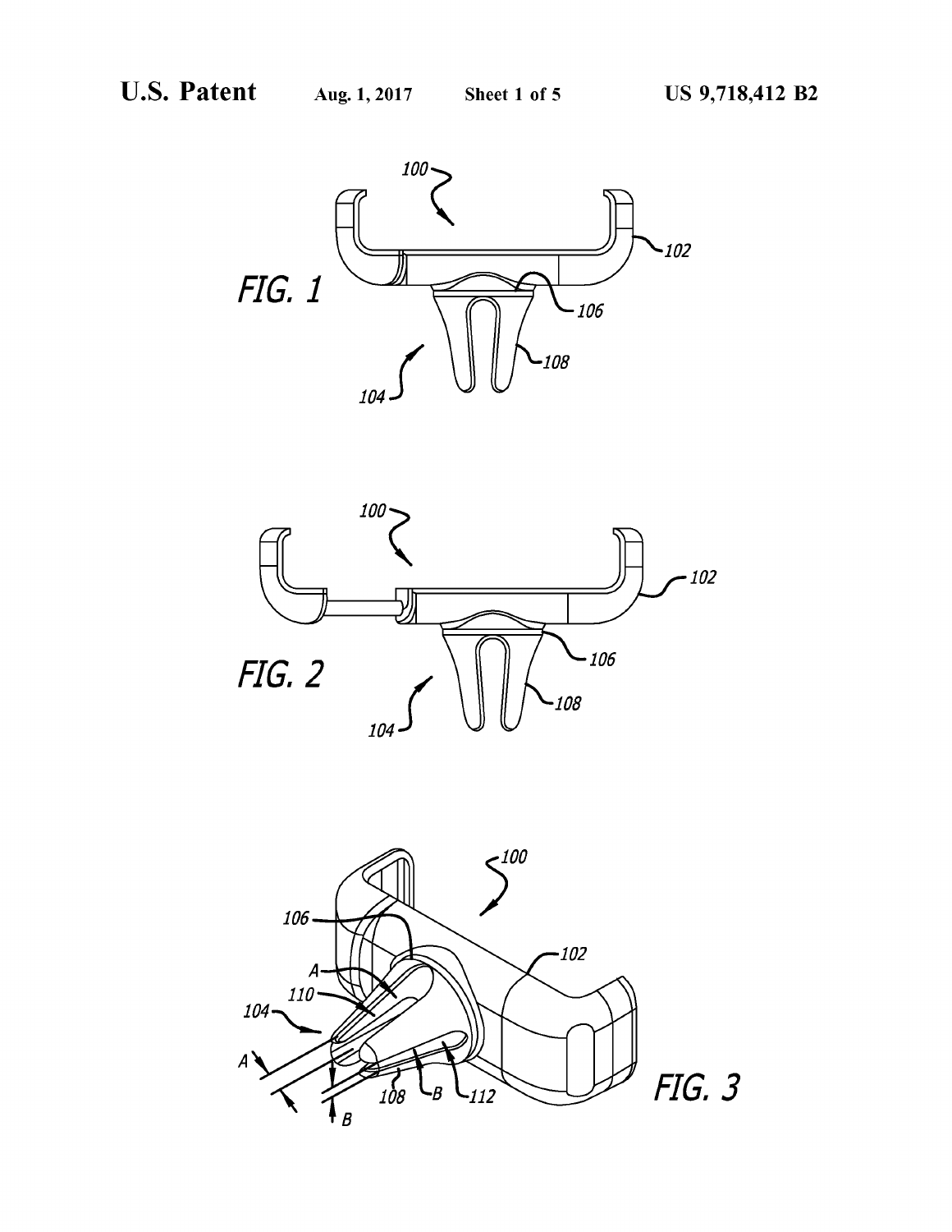FIG. 1

FIG. 2

FIG. 3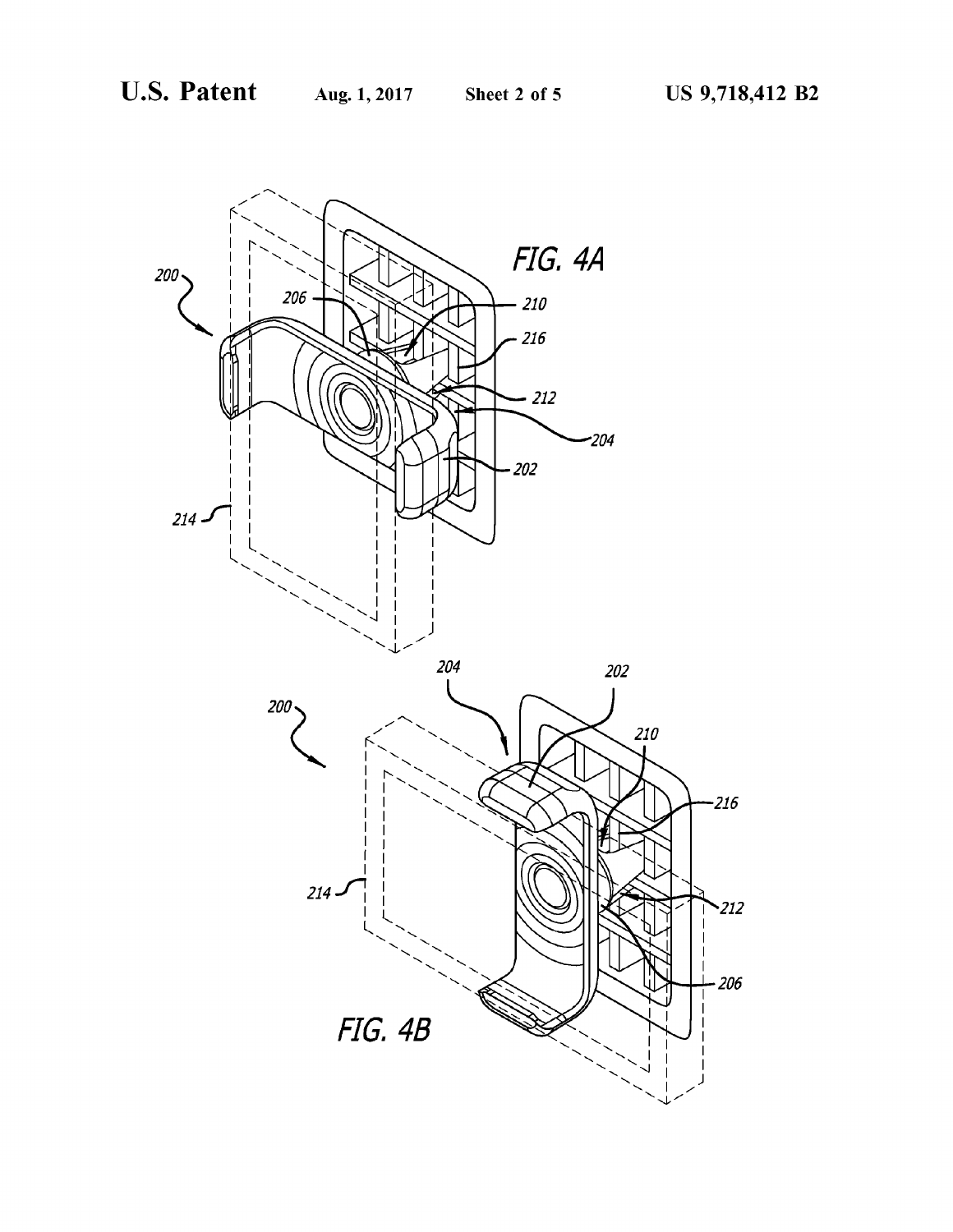FIG. 4A

FIG. 4B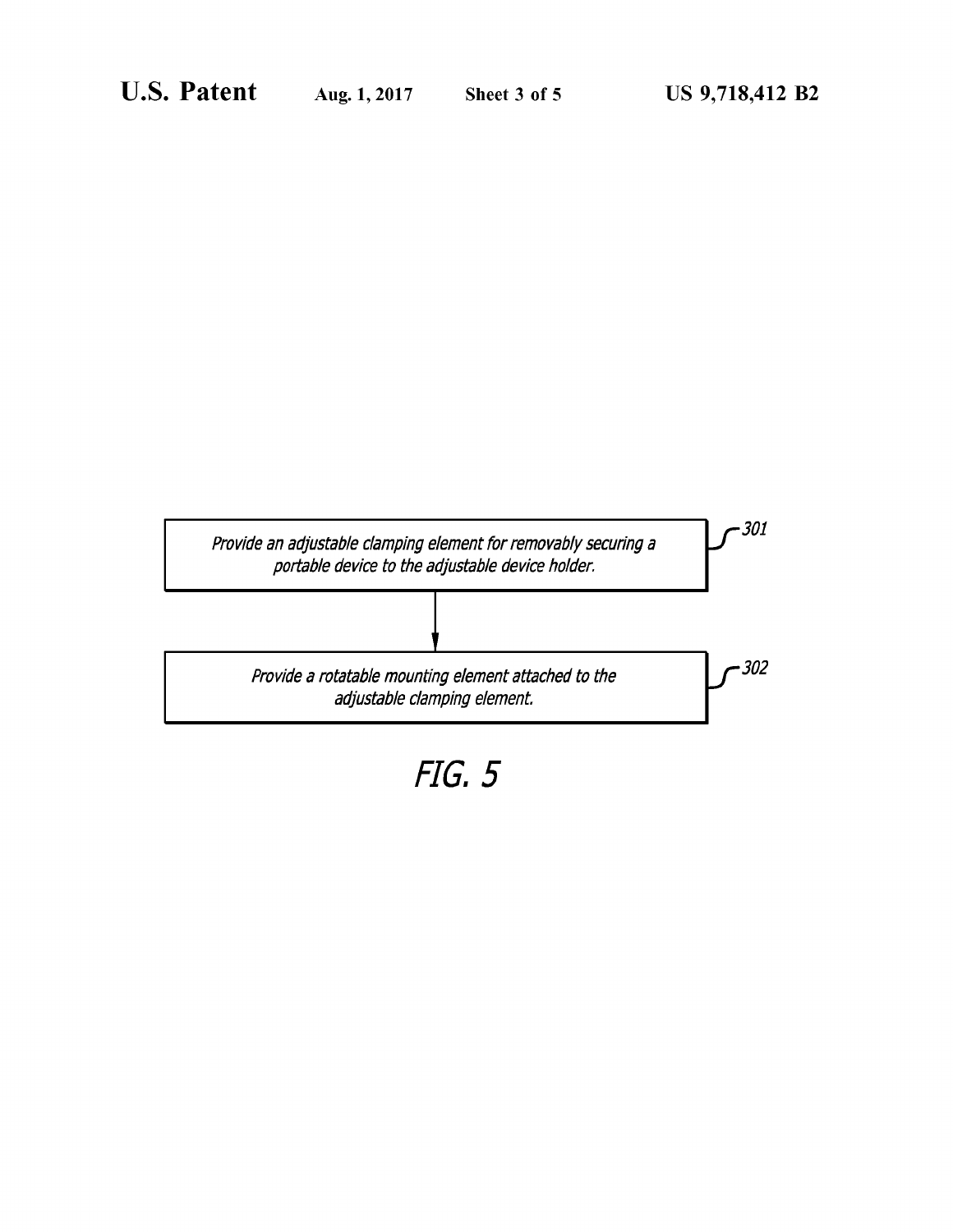Provide an adjustable clamping element for removably securing a portable device to the adjustable device holder. — 301

↓

Provide a rotatable mounting element attached to the adjustable clamping element. — 302

*FIG. 5*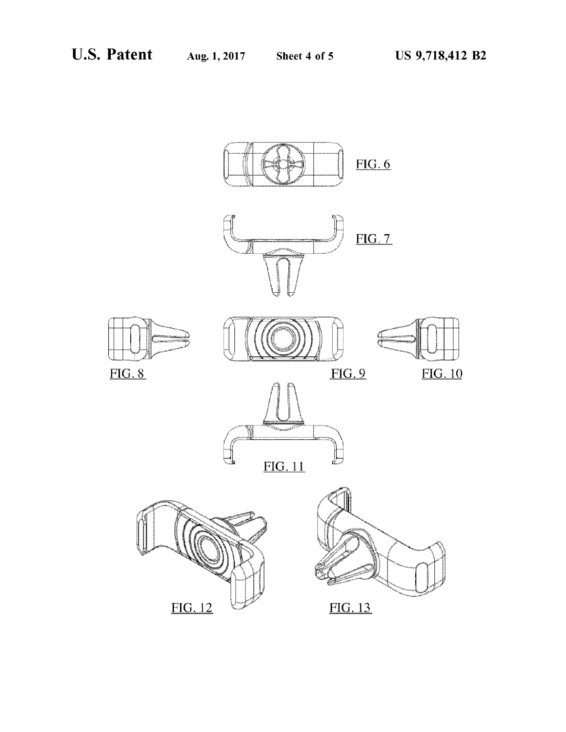FIG. 6

FIG. 7

FIG. 8

FIG. 9

FIG. 10

FIG. 11

FIG. 12

FIG. 13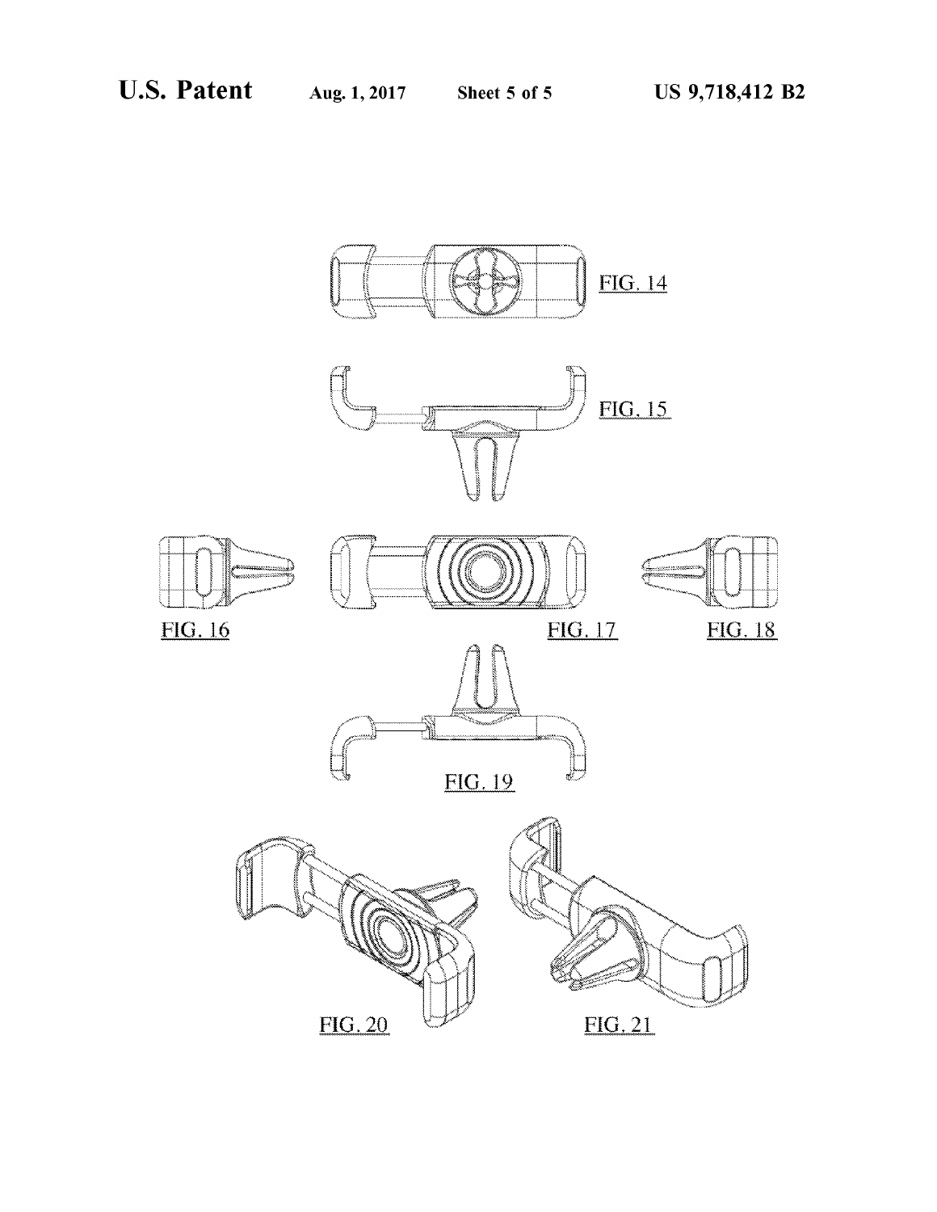FIG. 14

FIG. 15

FIG. 16

FIG. 17

FIG. 18

FIG. 19

FIG. 20

FIG. 21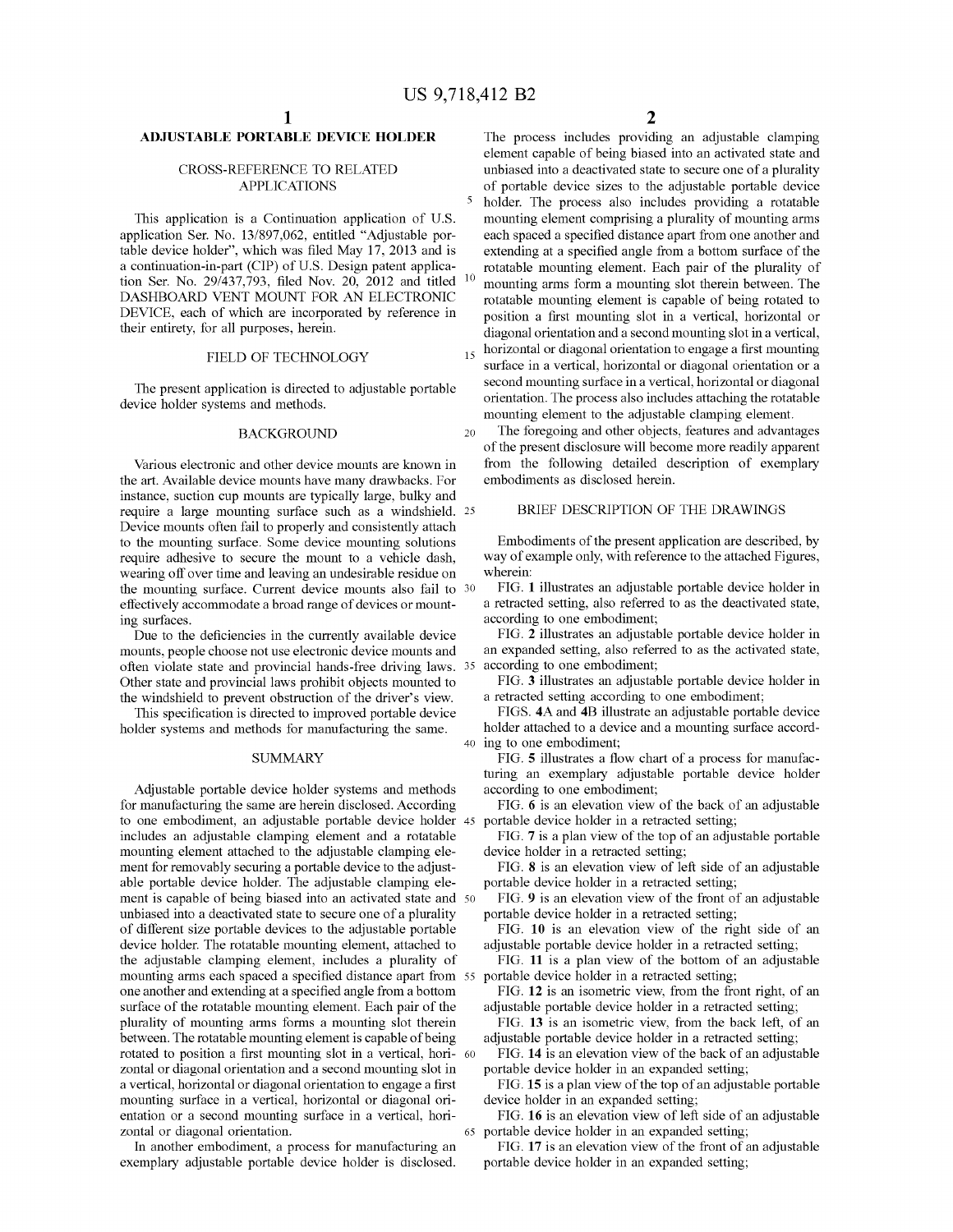# ADJUSTABLE PORTABLE DEVICE HOLDER

## CROSS-REFERENCE TO RELATED APPLICATIONS

This application is a Continuation application of U.S. application Ser. No. 13/897,062, entitled "Adjustable portable device holder", which was filed May 17, 2013 and is a continuation-in-part (CIP) of U.S. Design patent application Ser. No. 29/437,793, filed Nov. 20, 2012 and titled DASHBOARD VENT MOUNT FOR AN ELECTRONIC DEVICE, each of which are incorporated by reference in their entirety, for all purposes, herein.

## FIELD OF TECHNOLOGY

The present application is directed to adjustable portable device holder systems and methods.

## BACKGROUND

Various electronic and other device mounts are known in the art. Available device mounts have many drawbacks. For instance, suction cup mounts are typically large, bulky and require a large mounting surface such as a windshield. Device mounts often fail to properly and consistently attach to the mounting surface. Some device mounting solutions require adhesive to secure the mount to a vehicle dash, wearing off over time and leaving an undesirable residue on the mounting surface. Current device mounts also fail to effectively accommodate a broad range of devices or mounting surfaces.

Due to the deficiencies in the currently available device mounts, people choose not use electronic device mounts and often violate state and provincial hands-free driving laws. Other state and provincial laws prohibit objects mounted to the windshield to prevent obstruction of the driver's view.

This specification is directed to improved portable device holder systems and methods for manufacturing the same.

## SUMMARY

Adjustable portable device holder systems and methods for manufacturing the same are herein disclosed. According to one embodiment, an adjustable portable device holder includes an adjustable clamping element and a rotatable mounting element attached to the adjustable clamping element for removably securing a portable device to the adjustable portable device holder. The adjustable clamping element is capable of being biased into an activated state and unbiased into a deactivated state to secure one of a plurality of different size portable devices to the adjustable portable device holder. The rotatable mounting element, attached to the adjustable clamping element, includes a plurality of mounting arms each spaced a specified distance apart from one another and extending at a specified angle from a bottom surface of the rotatable mounting element. Each pair of the plurality of mounting arms forms a mounting slot therein between. The rotatable mounting element is capable of being rotated to position a first mounting slot in a vertical, horizontal or diagonal orientation and a second mounting slot in a vertical, horizontal or diagonal orientation to engage a first mounting surface in a vertical, horizontal or diagonal orientation or a second mounting surface in a vertical, horizontal or diagonal orientation.

In another embodiment, a process for manufacturing an exemplary adjustable portable device holder is disclosed. The process includes providing an adjustable clamping element capable of being biased into an activated state and unbiased into a deactivated state to secure one of a plurality of portable device sizes to the adjustable portable device holder. The process also includes providing a rotatable mounting element comprising a plurality of mounting arms each spaced a specified distance apart from one another and extending at a specified angle from a bottom surface of the rotatable mounting element. Each pair of the plurality of mounting arms form a mounting slot therein between. The rotatable mounting element is capable of being rotated to position a first mounting slot in a vertical, horizontal or diagonal orientation and a second mounting slot in a vertical, horizontal or diagonal orientation to engage a first mounting surface in a vertical, horizontal or diagonal orientation or a second mounting surface in a vertical, horizontal or diagonal orientation. The process also includes attaching the rotatable mounting element to the adjustable clamping element.

The foregoing and other objects, features and advantages of the present disclosure will become more readily apparent from the following detailed description of exemplary embodiments as disclosed herein.

## BRIEF DESCRIPTION OF THE DRAWINGS

Embodiments of the present application are described, by way of example only, with reference to the attached Figures, wherein:

FIG. 1 illustrates an adjustable portable device holder in a retracted setting, also referred to as the deactivated state, according to one embodiment;

FIG. 2 illustrates an adjustable portable device holder in an expanded setting, also referred to as the activated state, according to one embodiment;

FIG. 3 illustrates an adjustable portable device holder in a retracted setting according to one embodiment;

FIGS. 4A and 4B illustrate an adjustable portable device holder attached to a device and a mounting surface according to one embodiment;

FIG. 5 illustrates a flow chart of a process for manufacturing an exemplary adjustable portable device holder according to one embodiment;

FIG. 6 is an elevation view of the back of an adjustable portable device holder in a retracted setting;

FIG. 7 is a plan view of the top of an adjustable portable device holder in a retracted setting;

FIG. 8 is an elevation view of left side of an adjustable portable device holder in a retracted setting;

FIG. 9 is an elevation view of the front of an adjustable portable device holder in a retracted setting;

FIG. 10 is an elevation view of the right side of an adjustable portable device holder in a retracted setting;

FIG. 11 is a plan view of the bottom of an adjustable portable device holder in a retracted setting;

FIG. 12 is an isometric view, from the front right, of an adjustable portable device holder in a retracted setting;

FIG. 13 is an isometric view, from the back left, of an adjustable portable device holder in a retracted setting;

FIG. 14 is an elevation view of the back of an adjustable portable device holder in an expanded setting;

FIG. 15 is a plan view of the top of an adjustable portable device holder in an expanded setting;

FIG. 16 is an elevation view of left side of an adjustable portable device holder in an expanded setting;

FIG. 17 is an elevation view of the front of an adjustable portable device holder in an expanded setting;